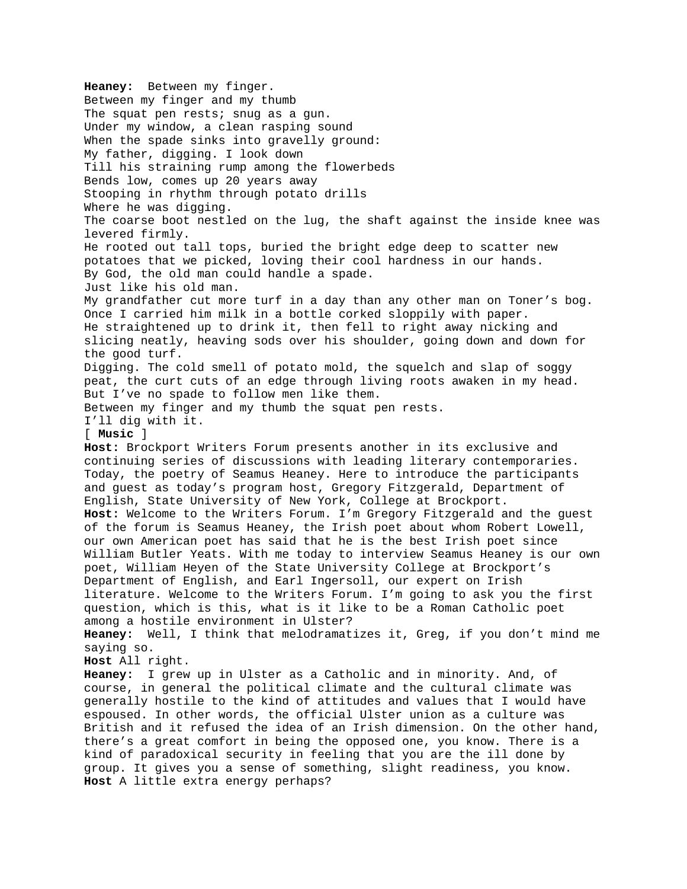**Heaney:** Between my finger.
Between my finger and my thumb
The squat pen rests; snug as a gun.
Under my window, a clean rasping sound
When the spade sinks into gravelly ground:
My father, digging. I look down
Till his straining rump among the flowerbeds
Bends low, comes up 20 years away
Stooping in rhythm through potato drills
Where he was digging.
The coarse boot nestled on the lug, the shaft against the inside knee was levered firmly.
He rooted out tall tops, buried the bright edge deep to scatter new potatoes that we picked, loving their cool hardness in our hands.
By God, the old man could handle a spade.
Just like his old man.
My grandfather cut more turf in a day than any other man on Toner's bog.
Once I carried him milk in a bottle corked sloppily with paper.
He straightened up to drink it, then fell to right away nicking and slicing neatly, heaving sods over his shoulder, going down and down for the good turf.
Digging. The cold smell of potato mold, the squelch and slap of soggy peat, the curt cuts of an edge through living roots awaken in my head.
But I've no spade to follow men like them.
Between my finger and my thumb the squat pen rests.
I'll dig with it.
[ **Music** ]
**Host:** Brockport Writers Forum presents another in its exclusive and continuing series of discussions with leading literary contemporaries. Today, the poetry of Seamus Heaney. Here to introduce the participants and guest as today's program host, Gregory Fitzgerald, Department of English, State University of New York, College at Brockport.
**Host:** Welcome to the Writers Forum. I'm Gregory Fitzgerald and the guest of the forum is Seamus Heaney, the Irish poet about whom Robert Lowell, our own American poet has said that he is the best Irish poet since William Butler Yeats. With me today to interview Seamus Heaney is our own poet, William Heyen of the State University College at Brockport's Department of English, and Earl Ingersoll, our expert on Irish literature. Welcome to the Writers Forum. I'm going to ask you the first question, which is this, what is it like to be a Roman Catholic poet among a hostile environment in Ulster?
**Heaney:** Well, I think that melodramatizes it, Greg, if you don't mind me saying so.
**Host** All right.
**Heaney:** I grew up in Ulster as a Catholic and in minority. And, of course, in general the political climate and the cultural climate was generally hostile to the kind of attitudes and values that I would have espoused. In other words, the official Ulster union as a culture was British and it refused the idea of an Irish dimension. On the other hand, there's a great comfort in being the opposed one, you know. There is a kind of paradoxical security in feeling that you are the ill done by group. It gives you a sense of something, slight readiness, you know.
**Host** A little extra energy perhaps?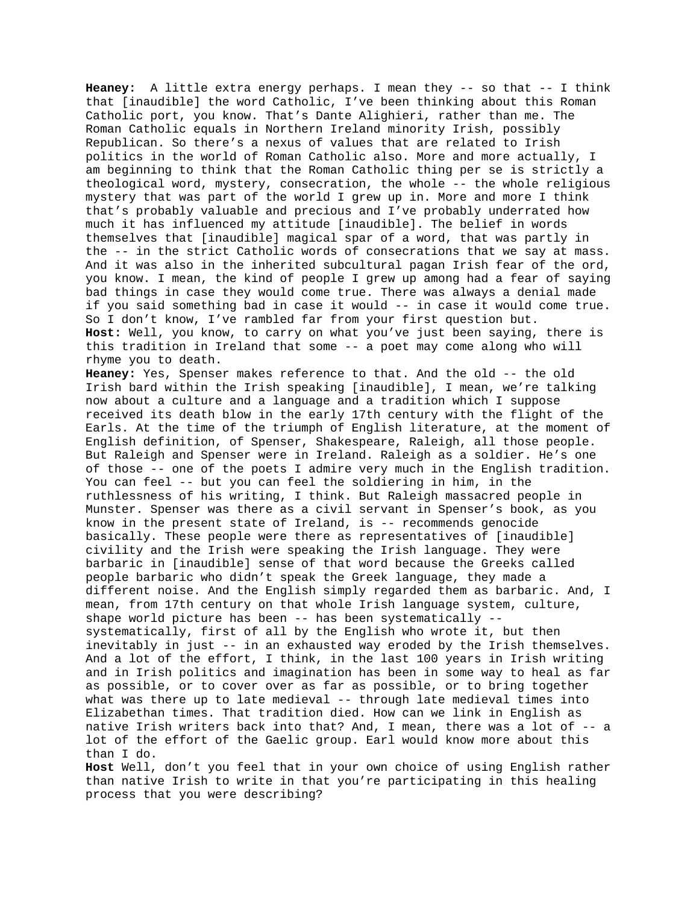**Heaney:** A little extra energy perhaps. I mean they -- so that -- I think that [inaudible] the word Catholic, I've been thinking about this Roman Catholic port, you know. That's Dante Alighieri, rather than me. The Roman Catholic equals in Northern Ireland minority Irish, possibly Republican. So there's a nexus of values that are related to Irish politics in the world of Roman Catholic also. More and more actually, I am beginning to think that the Roman Catholic thing per se is strictly a theological word, mystery, consecration, the whole -- the whole religious mystery that was part of the world I grew up in. More and more I think that's probably valuable and precious and I've probably underrated how much it has influenced my attitude [inaudible]. The belief in words themselves that [inaudible] magical spar of a word, that was partly in the -- in the strict Catholic words of consecrations that we say at mass. And it was also in the inherited subcultural pagan Irish fear of the ord, you know. I mean, the kind of people I grew up among had a fear of saying bad things in case they would come true. There was always a denial made if you said something bad in case it would -- in case it would come true. So I don't know, I've rambled far from your first question but.
**Host:** Well, you know, to carry on what you've just been saying, there is this tradition in Ireland that some -- a poet may come along who will rhyme you to death.
**Heaney:** Yes, Spenser makes reference to that. And the old -- the old Irish bard within the Irish speaking [inaudible], I mean, we're talking now about a culture and a language and a tradition which I suppose received its death blow in the early 17th century with the flight of the Earls. At the time of the triumph of English literature, at the moment of English definition, of Spenser, Shakespeare, Raleigh, all those people. But Raleigh and Spenser were in Ireland. Raleigh as a soldier. He's one of those -- one of the poets I admire very much in the English tradition. You can feel -- but you can feel the soldiering in him, in the ruthlessness of his writing, I think. But Raleigh massacred people in Munster. Spenser was there as a civil servant in Spenser's book, as you know in the present state of Ireland, is -- recommends genocide basically. These people were there as representatives of [inaudible] civility and the Irish were speaking the Irish language. They were barbaric in [inaudible] sense of that word because the Greeks called people barbaric who didn't speak the Greek language, they made a different noise. And the English simply regarded them as barbaric. And, I mean, from 17th century on that whole Irish language system, culture, shape world picture has been -- has been systematically -- systematically, first of all by the English who wrote it, but then inevitably in just -- in an exhausted way eroded by the Irish themselves. And a lot of the effort, I think, in the last 100 years in Irish writing and in Irish politics and imagination has been in some way to heal as far as possible, or to cover over as far as possible, or to bring together what was there up to late medieval -- through late medieval times into Elizabethan times. That tradition died. How can we link in English as native Irish writers back into that? And, I mean, there was a lot of -- a lot of the effort of the Gaelic group. Earl would know more about this than I do.
**Host** Well, don't you feel that in your own choice of using English rather than native Irish to write in that you're participating in this healing process that you were describing?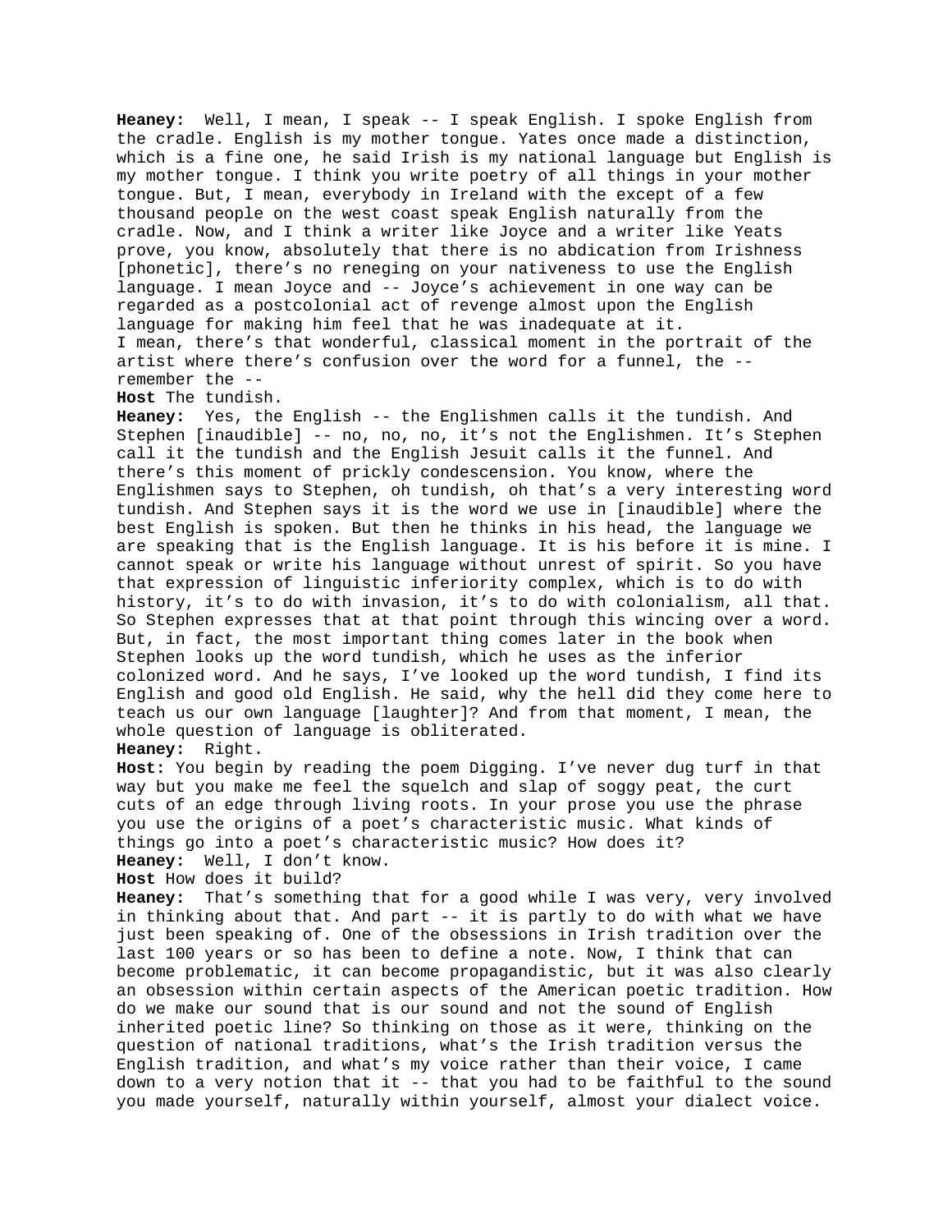**Heaney:** Well, I mean, I speak -- I speak English. I spoke English from the cradle. English is my mother tongue. Yates once made a distinction, which is a fine one, he said Irish is my national language but English is my mother tongue. I think you write poetry of all things in your mother tongue. But, I mean, everybody in Ireland with the except of a few thousand people on the west coast speak English naturally from the cradle. Now, and I think a writer like Joyce and a writer like Yeats prove, you know, absolutely that there is no abdication from Irishness [phonetic], there's no reneging on your nativeness to use the English language. I mean Joyce and -- Joyce's achievement in one way can be regarded as a postcolonial act of revenge almost upon the English language for making him feel that he was inadequate at it.
I mean, there's that wonderful, classical moment in the portrait of the artist where there's confusion over the word for a funnel, the -- remember the --

**Host** The tundish.

**Heaney:** Yes, the English -- the Englishmen calls it the tundish. And Stephen [inaudible] -- no, no, no, it's not the Englishmen. It's Stephen call it the tundish and the English Jesuit calls it the funnel. And there's this moment of prickly condescension. You know, where the Englishmen says to Stephen, oh tundish, oh that's a very interesting word tundish. And Stephen says it is the word we use in [inaudible] where the best English is spoken. But then he thinks in his head, the language we are speaking that is the English language. It is his before it is mine. I cannot speak or write his language without unrest of spirit. So you have that expression of linguistic inferiority complex, which is to do with history, it's to do with invasion, it's to do with colonialism, all that. So Stephen expresses that at that point through this wincing over a word. But, in fact, the most important thing comes later in the book when Stephen looks up the word tundish, which he uses as the inferior colonized word. And he says, I've looked up the word tundish, I find its English and good old English. He said, why the hell did they come here to teach us our own language [laughter]? And from that moment, I mean, the whole question of language is obliterated.

**Heaney:** Right.

**Host:** You begin by reading the poem Digging. I've never dug turf in that way but you make me feel the squelch and slap of soggy peat, the curt cuts of an edge through living roots. In your prose you use the phrase you use the origins of a poet's characteristic music. What kinds of things go into a poet's characteristic music? How does it?

**Heaney:** Well, I don't know.

**Host** How does it build?

**Heaney:** That's something that for a good while I was very, very involved in thinking about that. And part -- it is partly to do with what we have just been speaking of. One of the obsessions in Irish tradition over the last 100 years or so has been to define a note. Now, I think that can become problematic, it can become propagandistic, but it was also clearly an obsession within certain aspects of the American poetic tradition. How do we make our sound that is our sound and not the sound of English inherited poetic line? So thinking on those as it were, thinking on the question of national traditions, what's the Irish tradition versus the English tradition, and what's my voice rather than their voice, I came down to a very notion that it -- that you had to be faithful to the sound you made yourself, naturally within yourself, almost your dialect voice.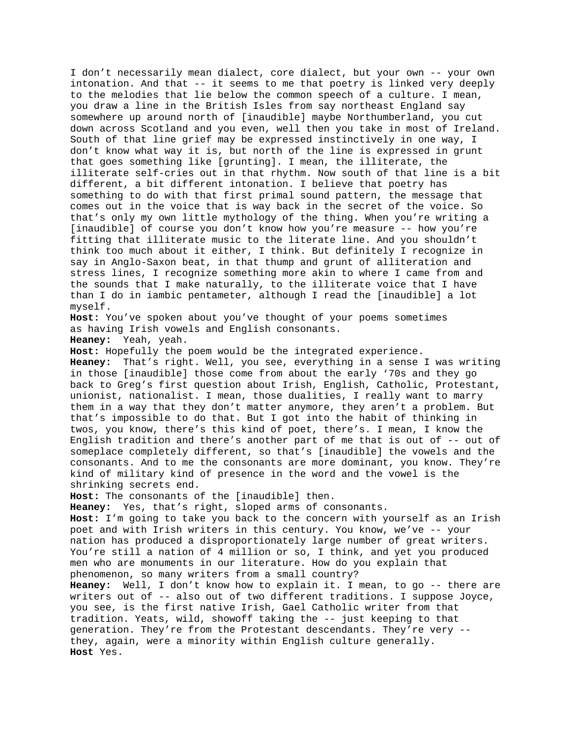I don’t necessarily mean dialect, core dialect, but your own -- your own intonation. And that -- it seems to me that poetry is linked very deeply to the melodies that lie below the common speech of a culture. I mean, you draw a line in the British Isles from say northeast England say somewhere up around north of [inaudible] maybe Northumberland, you cut down across Scotland and you even, well then you take in most of Ireland. South of that line grief may be expressed instinctively in one way, I don’t know what way it is, but north of the line is expressed in grunt that goes something like [grunting]. I mean, the illiterate, the illiterate self-cries out in that rhythm. Now south of that line is a bit different, a bit different intonation. I believe that poetry has something to do with that first primal sound pattern, the message that comes out in the voice that is way back in the secret of the voice. So that’s only my own little mythology of the thing. When you’re writing a [inaudible] of course you don’t know how you’re measure -- how you’re fitting that illiterate music to the literate line. And you shouldn’t think too much about it either, I think. But definitely I recognize in say in Anglo-Saxon beat, in that thump and grunt of alliteration and stress lines, I recognize something more akin to where I came from and the sounds that I make naturally, to the illiterate voice that I have than I do in iambic pentameter, although I read the [inaudible] a lot myself.

**Host:** You’ve spoken about you’ve thought of your poems sometimes as having Irish vowels and English consonants.

**Heaney:** Yeah, yeah.

**Host:** Hopefully the poem would be the integrated experience.

**Heaney:** That’s right. Well, you see, everything in a sense I was writing in those [inaudible] those come from about the early ‘70s and they go back to Greg’s first question about Irish, English, Catholic, Protestant, unionist, nationalist. I mean, those dualities, I really want to marry them in a way that they don’t matter anymore, they aren’t a problem. But that’s impossible to do that. But I got into the habit of thinking in twos, you know, there’s this kind of poet, there’s. I mean, I know the English tradition and there’s another part of me that is out of -- out of someplace completely different, so that’s [inaudible] the vowels and the consonants. And to me the consonants are more dominant, you know. They’re kind of military kind of presence in the word and the vowel is the shrinking secrets end.

**Host:** The consonants of the [inaudible] then.

**Heaney:** Yes, that’s right, sloped arms of consonants.

**Host:** I’m going to take you back to the concern with yourself as an Irish poet and with Irish writers in this century. You know, we’ve -- your nation has produced a disproportionately large number of great writers. You’re still a nation of 4 million or so, I think, and yet you produced men who are monuments in our literature. How do you explain that phenomenon, so many writers from a small country?

**Heaney:** Well, I don’t know how to explain it. I mean, to go -- there are writers out of -- also out of two different traditions. I suppose Joyce, you see, is the first native Irish, Gael Catholic writer from that tradition. Yeats, wild, showoff taking the -- just keeping to that generation. They’re from the Protestant descendants. They’re very -- they, again, were a minority within English culture generally.

**Host** Yes.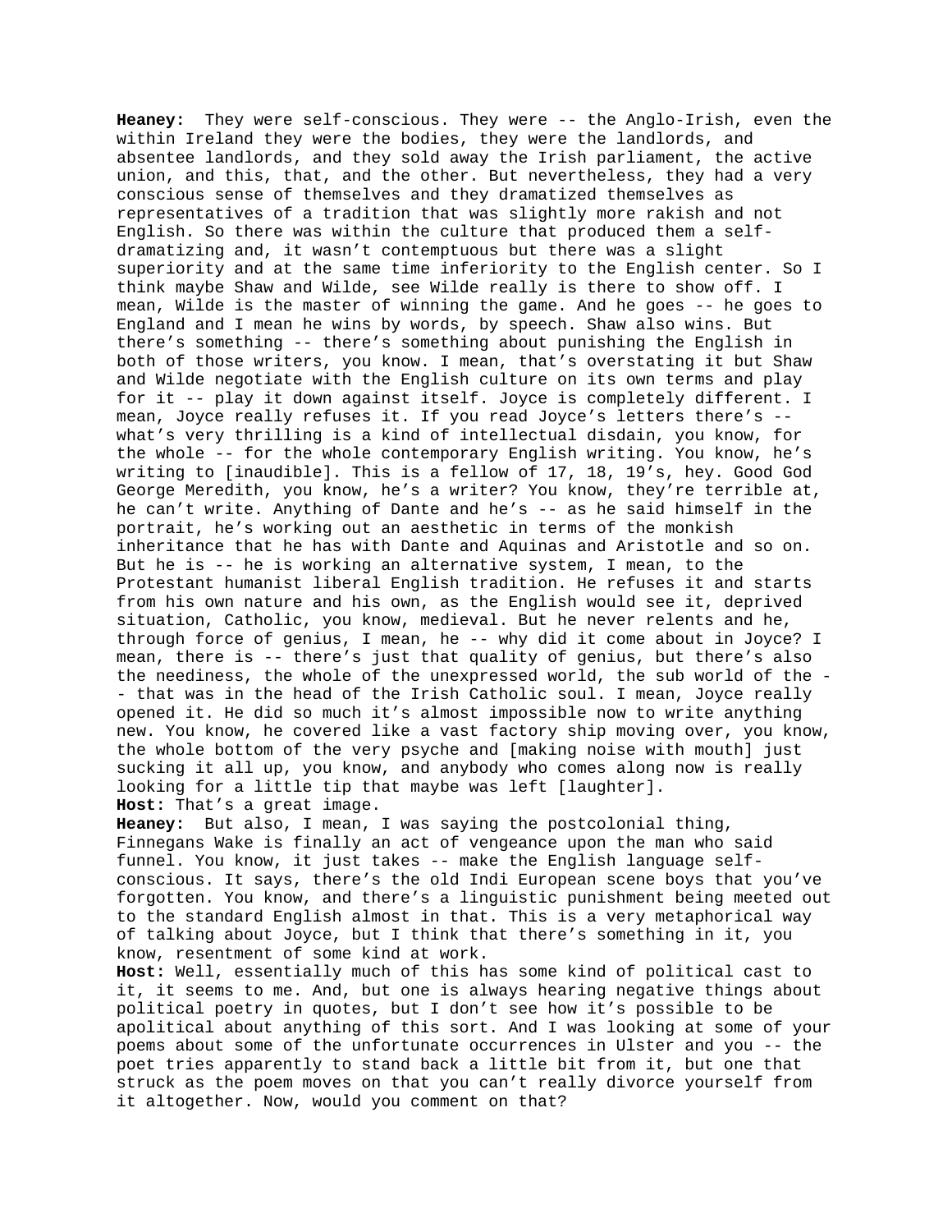**Heaney:** They were self-conscious. They were -- the Anglo-Irish, even the within Ireland they were the bodies, they were the landlords, and absentee landlords, and they sold away the Irish parliament, the active union, and this, that, and the other. But nevertheless, they had a very conscious sense of themselves and they dramatized themselves as representatives of a tradition that was slightly more rakish and not English. So there was within the culture that produced them a self-dramatizing and, it wasn't contemptuous but there was a slight superiority and at the same time inferiority to the English center. So I think maybe Shaw and Wilde, see Wilde really is there to show off. I mean, Wilde is the master of winning the game. And he goes -- he goes to England and I mean he wins by words, by speech. Shaw also wins. But there's something -- there's something about punishing the English in both of those writers, you know. I mean, that's overstating it but Shaw and Wilde negotiate with the English culture on its own terms and play for it -- play it down against itself. Joyce is completely different. I mean, Joyce really refuses it. If you read Joyce's letters there's -- what's very thrilling is a kind of intellectual disdain, you know, for the whole -- for the whole contemporary English writing. You know, he's writing to [inaudible]. This is a fellow of 17, 18, 19's, hey. Good God George Meredith, you know, he's a writer? You know, they're terrible at, he can't write. Anything of Dante and he's -- as he said himself in the portrait, he's working out an aesthetic in terms of the monkish inheritance that he has with Dante and Aquinas and Aristotle and so on. But he is -- he is working an alternative system, I mean, to the Protestant humanist liberal English tradition. He refuses it and starts from his own nature and his own, as the English would see it, deprived situation, Catholic, you know, medieval. But he never relents and he, through force of genius, I mean, he -- why did it come about in Joyce? I mean, there is -- there's just that quality of genius, but there's also the neediness, the whole of the unexpressed world, the sub world of the -- that was in the head of the Irish Catholic soul. I mean, Joyce really opened it. He did so much it's almost impossible now to write anything new. You know, he covered like a vast factory ship moving over, you know, the whole bottom of the very psyche and [making noise with mouth] just sucking it all up, you know, and anybody who comes along now is really looking for a little tip that maybe was left [laughter].

**Host:** That's a great image.

**Heaney:** But also, I mean, I was saying the postcolonial thing, Finnegans Wake is finally an act of vengeance upon the man who said funnel. You know, it just takes -- make the English language self-conscious. It says, there's the old Indi European scene boys that you've forgotten. You know, and there's a linguistic punishment being meeted out to the standard English almost in that. This is a very metaphorical way of talking about Joyce, but I think that there's something in it, you know, resentment of some kind at work.

**Host:** Well, essentially much of this has some kind of political cast to it, it seems to me. And, but one is always hearing negative things about political poetry in quotes, but I don't see how it's possible to be apolitical about anything of this sort. And I was looking at some of your poems about some of the unfortunate occurrences in Ulster and you -- the poet tries apparently to stand back a little bit from it, but one that struck as the poem moves on that you can't really divorce yourself from it altogether. Now, would you comment on that?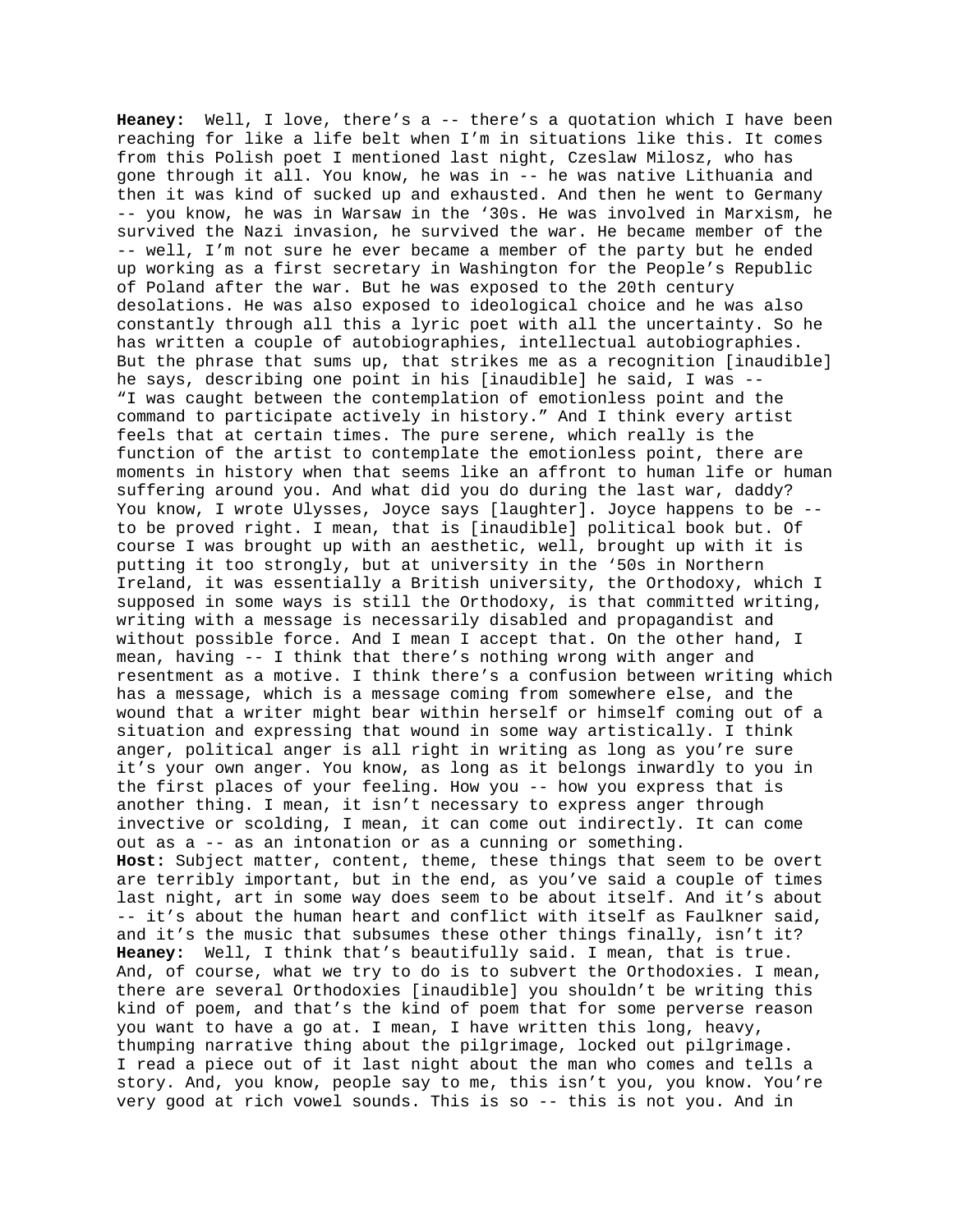**Heaney:** Well, I love, there's a -- there's a quotation which I have been reaching for like a life belt when I'm in situations like this. It comes from this Polish poet I mentioned last night, Czeslaw Milosz, who has gone through it all. You know, he was in -- he was native Lithuania and then it was kind of sucked up and exhausted. And then he went to Germany -- you know, he was in Warsaw in the '30s. He was involved in Marxism, he survived the Nazi invasion, he survived the war. He became member of the -- well, I'm not sure he ever became a member of the party but he ended up working as a first secretary in Washington for the People's Republic of Poland after the war. But he was exposed to the 20th century desolations. He was also exposed to ideological choice and he was also constantly through all this a lyric poet with all the uncertainty. So he has written a couple of autobiographies, intellectual autobiographies. But the phrase that sums up, that strikes me as a recognition [inaudible] he says, describing one point in his [inaudible] he said, I was -- "I was caught between the contemplation of emotionless point and the command to participate actively in history." And I think every artist feels that at certain times. The pure serene, which really is the function of the artist to contemplate the emotionless point, there are moments in history when that seems like an affront to human life or human suffering around you. And what did you do during the last war, daddy? You know, I wrote Ulysses, Joyce says [laughter]. Joyce happens to be -- to be proved right. I mean, that is [inaudible] political book but. Of course I was brought up with an aesthetic, well, brought up with it is putting it too strongly, but at university in the '50s in Northern Ireland, it was essentially a British university, the Orthodoxy, which I supposed in some ways is still the Orthodoxy, is that committed writing, writing with a message is necessarily disabled and propagandist and without possible force. And I mean I accept that. On the other hand, I mean, having -- I think that there's nothing wrong with anger and resentment as a motive. I think there's a confusion between writing which has a message, which is a message coming from somewhere else, and the wound that a writer might bear within herself or himself coming out of a situation and expressing that wound in some way artistically. I think anger, political anger is all right in writing as long as you're sure it's your own anger. You know, as long as it belongs inwardly to you in the first places of your feeling. How you -- how you express that is another thing. I mean, it isn't necessary to express anger through invective or scolding, I mean, it can come out indirectly. It can come out as a -- as an intonation or as a cunning or something.

**Host:** Subject matter, content, theme, these things that seem to be overt are terribly important, but in the end, as you've said a couple of times last night, art in some way does seem to be about itself. And it's about -- it's about the human heart and conflict with itself as Faulkner said, and it's the music that subsumes these other things finally, isn't it?

**Heaney:** Well, I think that's beautifully said. I mean, that is true. And, of course, what we try to do is to subvert the Orthodoxies. I mean, there are several Orthodoxies [inaudible] you shouldn't be writing this kind of poem, and that's the kind of poem that for some perverse reason you want to have a go at. I mean, I have written this long, heavy, thumping narrative thing about the pilgrimage, locked out pilgrimage. I read a piece out of it last night about the man who comes and tells a story. And, you know, people say to me, this isn't you, you know. You're very good at rich vowel sounds. This is so -- this is not you. And in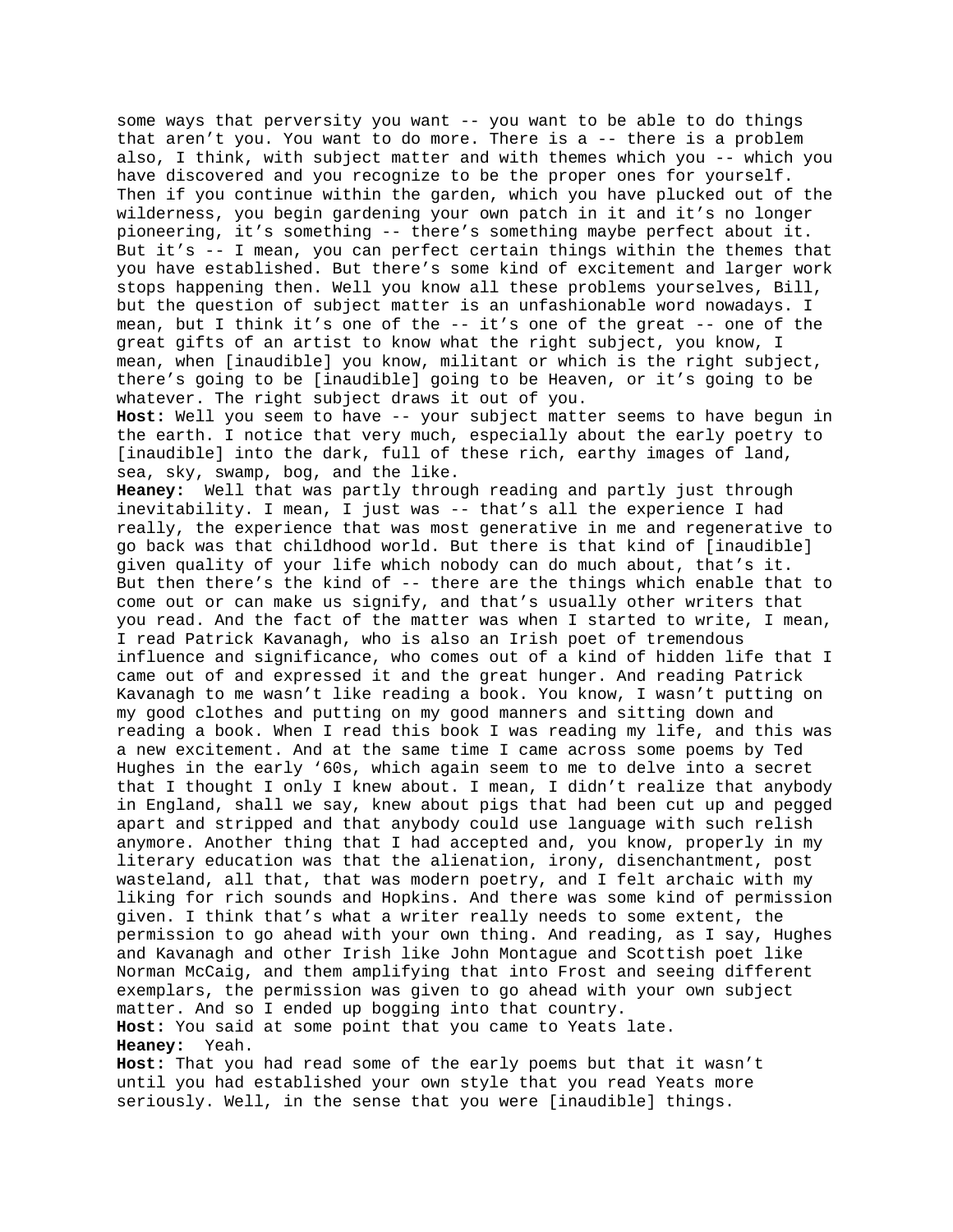some ways that perversity you want -- you want to be able to do things that aren't you. You want to do more. There is a -- there is a problem also, I think, with subject matter and with themes which you -- which you have discovered and you recognize to be the proper ones for yourself. Then if you continue within the garden, which you have plucked out of the wilderness, you begin gardening your own patch in it and it's no longer pioneering, it's something -- there's something maybe perfect about it. But it's -- I mean, you can perfect certain things within the themes that you have established. But there's some kind of excitement and larger work stops happening then. Well you know all these problems yourselves, Bill, but the question of subject matter is an unfashionable word nowadays. I mean, but I think it's one of the -- it's one of the great -- one of the great gifts of an artist to know what the right subject, you know, I mean, when [inaudible] you know, militant or which is the right subject, there's going to be [inaudible] going to be Heaven, or it's going to be whatever. The right subject draws it out of you.

**Host:** Well you seem to have -- your subject matter seems to have begun in the earth. I notice that very much, especially about the early poetry to [inaudible] into the dark, full of these rich, earthy images of land, sea, sky, swamp, bog, and the like.

**Heaney:** Well that was partly through reading and partly just through inevitability. I mean, I just was -- that's all the experience I had really, the experience that was most generative in me and regenerative to go back was that childhood world. But there is that kind of [inaudible] given quality of your life which nobody can do much about, that's it. But then there's the kind of -- there are the things which enable that to come out or can make us signify, and that's usually other writers that you read. And the fact of the matter was when I started to write, I mean, I read Patrick Kavanagh, who is also an Irish poet of tremendous influence and significance, who comes out of a kind of hidden life that I came out of and expressed it and the great hunger. And reading Patrick Kavanagh to me wasn't like reading a book. You know, I wasn't putting on my good clothes and putting on my good manners and sitting down and reading a book. When I read this book I was reading my life, and this was a new excitement. And at the same time I came across some poems by Ted Hughes in the early '60s, which again seem to me to delve into a secret that I thought I only I knew about. I mean, I didn't realize that anybody in England, shall we say, knew about pigs that had been cut up and pegged apart and stripped and that anybody could use language with such relish anymore. Another thing that I had accepted and, you know, properly in my literary education was that the alienation, irony, disenchantment, post wasteland, all that, that was modern poetry, and I felt archaic with my liking for rich sounds and Hopkins. And there was some kind of permission given. I think that's what a writer really needs to some extent, the permission to go ahead with your own thing. And reading, as I say, Hughes and Kavanagh and other Irish like John Montague and Scottish poet like Norman McCaig, and them amplifying that into Frost and seeing different exemplars, the permission was given to go ahead with your own subject matter. And so I ended up bogging into that country.

**Host:** You said at some point that you came to Yeats late.

**Heaney:** Yeah.

**Host:** That you had read some of the early poems but that it wasn't until you had established your own style that you read Yeats more seriously. Well, in the sense that you were [inaudible] things.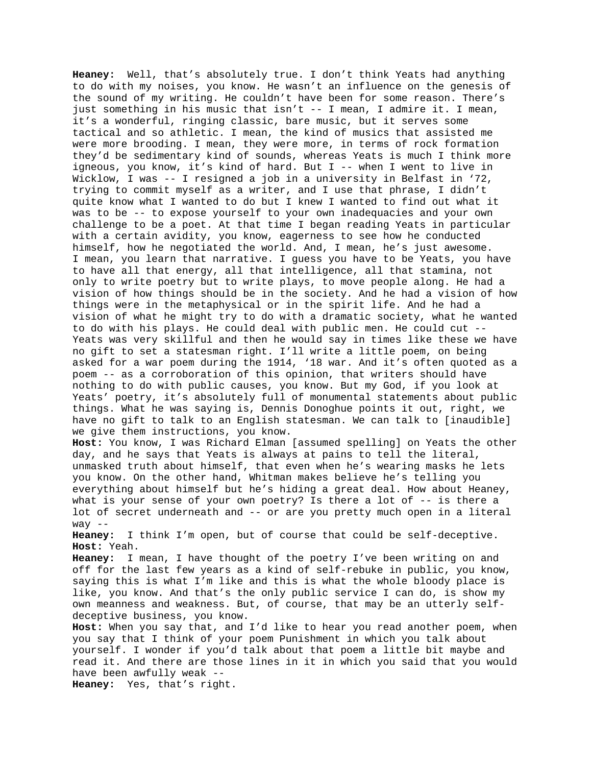**Heaney:** Well, that’s absolutely true. I don’t think Yeats had anything to do with my noises, you know. He wasn’t an influence on the genesis of the sound of my writing. He couldn’t have been for some reason. There’s just something in his music that isn’t -- I mean, I admire it. I mean, it’s a wonderful, ringing classic, bare music, but it serves some tactical and so athletic. I mean, the kind of musics that assisted me were more brooding. I mean, they were more, in terms of rock formation they’d be sedimentary kind of sounds, whereas Yeats is much I think more igneous, you know, it’s kind of hard. But I -- when I went to live in Wicklow, I was -- I resigned a job in a university in Belfast in ‘72, trying to commit myself as a writer, and I use that phrase, I didn’t quite know what I wanted to do but I knew I wanted to find out what it was to be -- to expose yourself to your own inadequacies and your own challenge to be a poet. At that time I began reading Yeats in particular with a certain avidity, you know, eagerness to see how he conducted himself, how he negotiated the world. And, I mean, he’s just awesome. I mean, you learn that narrative. I guess you have to be Yeats, you have to have all that energy, all that intelligence, all that stamina, not only to write poetry but to write plays, to move people along. He had a vision of how things should be in the society. And he had a vision of how things were in the metaphysical or in the spirit life. And he had a vision of what he might try to do with a dramatic society, what he wanted to do with his plays. He could deal with public men. He could cut -- Yeats was very skillful and then he would say in times like these we have no gift to set a statesman right. I’ll write a little poem, on being asked for a war poem during the 1914, ‘18 war. And it’s often quoted as a poem -- as a corroboration of this opinion, that writers should have nothing to do with public causes, you know. But my God, if you look at Yeats’ poetry, it’s absolutely full of monumental statements about public things. What he was saying is, Dennis Donoghue points it out, right, we have no gift to talk to an English statesman. We can talk to [inaudible] we give them instructions, you know.

**Host:** You know, I was Richard Elman [assumed spelling] on Yeats the other day, and he says that Yeats is always at pains to tell the literal, unmasked truth about himself, that even when he’s wearing masks he lets you know. On the other hand, Whitman makes believe he’s telling you everything about himself but he’s hiding a great deal. How about Heaney, what is your sense of your own poetry? Is there a lot of -- is there a lot of secret underneath and -- or are you pretty much open in a literal way --

**Heaney:** I think I’m open, but of course that could be self-deceptive.

**Host:** Yeah.

**Heaney:** I mean, I have thought of the poetry I’ve been writing on and off for the last few years as a kind of self-rebuke in public, you know, saying this is what I’m like and this is what the whole bloody place is like, you know. And that’s the only public service I can do, is show my own meanness and weakness. But, of course, that may be an utterly self-deceptive business, you know.

**Host:** When you say that, and I’d like to hear you read another poem, when you say that I think of your poem Punishment in which you talk about yourself. I wonder if you’d talk about that poem a little bit maybe and read it. And there are those lines in it in which you said that you would have been awfully weak --

**Heaney:** Yes, that’s right.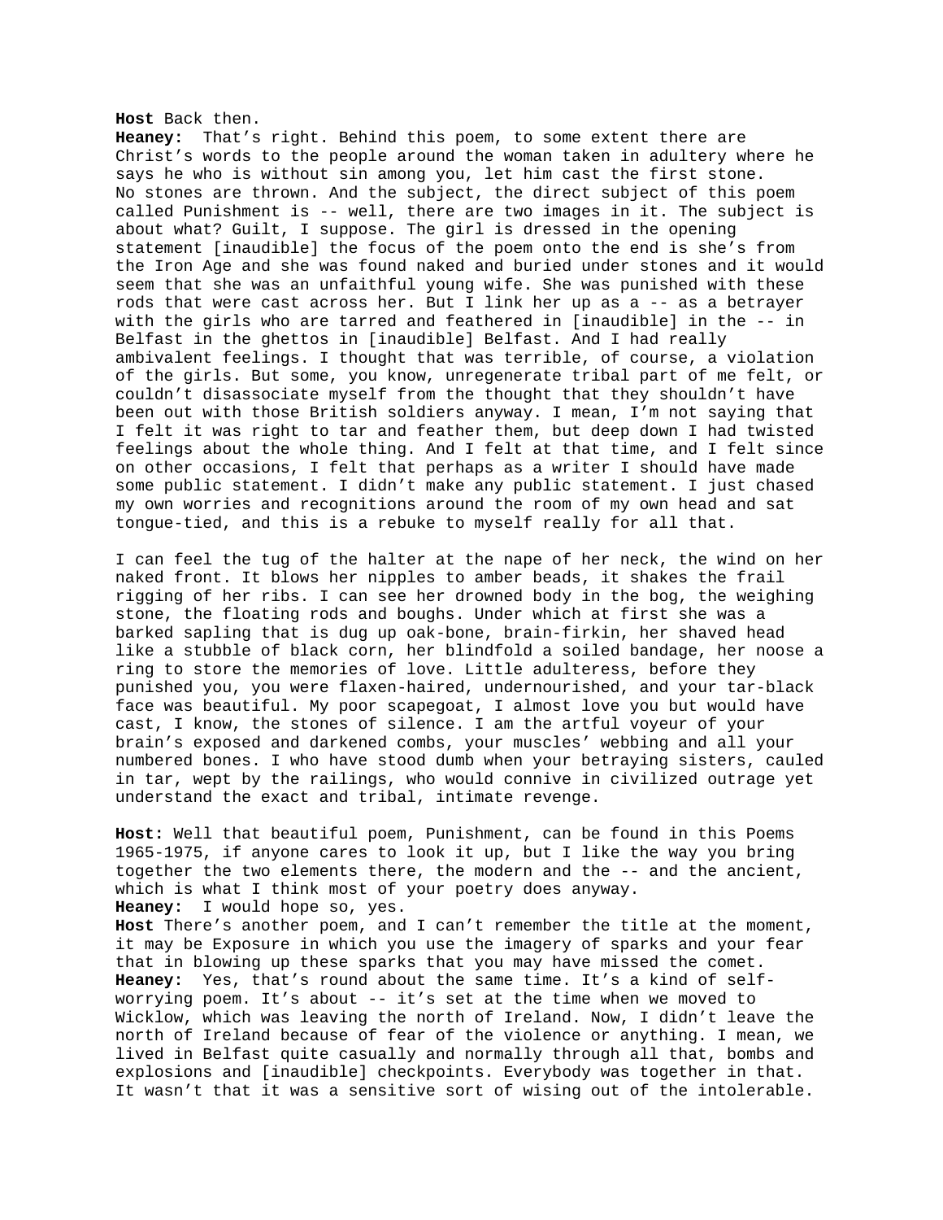**Host** Back then.

**Heaney:** That's right. Behind this poem, to some extent there are Christ's words to the people around the woman taken in adultery where he says he who is without sin among you, let him cast the first stone. No stones are thrown. And the subject, the direct subject of this poem called Punishment is -- well, there are two images in it. The subject is about what? Guilt, I suppose. The girl is dressed in the opening statement [inaudible] the focus of the poem onto the end is she's from the Iron Age and she was found naked and buried under stones and it would seem that she was an unfaithful young wife. She was punished with these rods that were cast across her. But I link her up as a -- as a betrayer with the girls who are tarred and feathered in [inaudible] in the -- in Belfast in the ghettos in [inaudible] Belfast. And I had really ambivalent feelings. I thought that was terrible, of course, a violation of the girls. But some, you know, unregenerate tribal part of me felt, or couldn't disassociate myself from the thought that they shouldn't have been out with those British soldiers anyway. I mean, I'm not saying that I felt it was right to tar and feather them, but deep down I had twisted feelings about the whole thing. And I felt at that time, and I felt since on other occasions, I felt that perhaps as a writer I should have made some public statement. I didn't make any public statement. I just chased my own worries and recognitions around the room of my own head and sat tongue-tied, and this is a rebuke to myself really for all that.

I can feel the tug of the halter at the nape of her neck, the wind on her naked front. It blows her nipples to amber beads, it shakes the frail rigging of her ribs. I can see her drowned body in the bog, the weighing stone, the floating rods and boughs. Under which at first she was a barked sapling that is dug up oak-bone, brain-firkin, her shaved head like a stubble of black corn, her blindfold a soiled bandage, her noose a ring to store the memories of love. Little adulteress, before they punished you, you were flaxen-haired, undernourished, and your tar-black face was beautiful. My poor scapegoat, I almost love you but would have cast, I know, the stones of silence. I am the artful voyeur of your brain's exposed and darkened combs, your muscles' webbing and all your numbered bones. I who have stood dumb when your betraying sisters, cauled in tar, wept by the railings, who would connive in civilized outrage yet understand the exact and tribal, intimate revenge.

**Host:** Well that beautiful poem, Punishment, can be found in this Poems 1965-1975, if anyone cares to look it up, but I like the way you bring together the two elements there, the modern and the -- and the ancient, which is what I think most of your poetry does anyway.

**Heaney:** I would hope so, yes.

**Host** There's another poem, and I can't remember the title at the moment, it may be Exposure in which you use the imagery of sparks and your fear that in blowing up these sparks that you may have missed the comet.

**Heaney:** Yes, that's round about the same time. It's a kind of self-worrying poem. It's about -- it's set at the time when we moved to Wicklow, which was leaving the north of Ireland. Now, I didn't leave the north of Ireland because of fear of the violence or anything. I mean, we lived in Belfast quite casually and normally through all that, bombs and explosions and [inaudible] checkpoints. Everybody was together in that. It wasn't that it was a sensitive sort of wising out of the intolerable.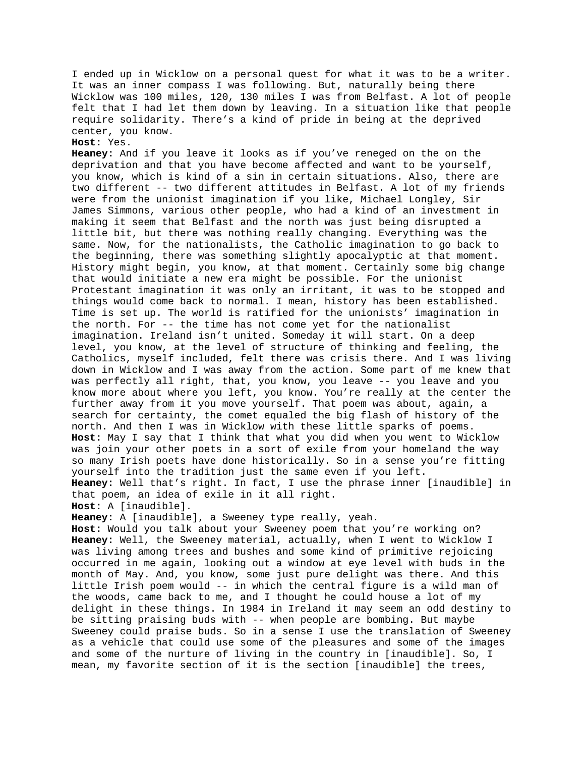I ended up in Wicklow on a personal quest for what it was to be a writer. It was an inner compass I was following. But, naturally being there Wicklow was 100 miles, 120, 130 miles I was from Belfast. A lot of people felt that I had let them down by leaving. In a situation like that people require solidarity. There's a kind of pride in being at the deprived center, you know.

**Host:** Yes.

**Heaney:** And if you leave it looks as if you've reneged on the on the deprivation and that you have become affected and want to be yourself, you know, which is kind of a sin in certain situations. Also, there are two different -- two different attitudes in Belfast. A lot of my friends were from the unionist imagination if you like, Michael Longley, Sir James Simmons, various other people, who had a kind of an investment in making it seem that Belfast and the north was just being disrupted a little bit, but there was nothing really changing. Everything was the same. Now, for the nationalists, the Catholic imagination to go back to the beginning, there was something slightly apocalyptic at that moment. History might begin, you know, at that moment. Certainly some big change that would initiate a new era might be possible. For the unionist Protestant imagination it was only an irritant, it was to be stopped and things would come back to normal. I mean, history has been established. Time is set up. The world is ratified for the unionists' imagination in the north. For -- the time has not come yet for the nationalist imagination. Ireland isn't united. Someday it will start. On a deep level, you know, at the level of structure of thinking and feeling, the Catholics, myself included, felt there was crisis there. And I was living down in Wicklow and I was away from the action. Some part of me knew that was perfectly all right, that, you know, you leave -- you leave and you know more about where you left, you know. You're really at the center the further away from it you move yourself. That poem was about, again, a search for certainty, the comet equaled the big flash of history of the north. And then I was in Wicklow with these little sparks of poems.

**Host:** May I say that I think that what you did when you went to Wicklow was join your other poets in a sort of exile from your homeland the way so many Irish poets have done historically. So in a sense you're fitting yourself into the tradition just the same even if you left.

**Heaney:** Well that's right. In fact, I use the phrase inner [inaudible] in that poem, an idea of exile in it all right.

**Host:** A [inaudible].

**Heaney:** A [inaudible], a Sweeney type really, yeah.

**Host:** Would you talk about your Sweeney poem that you're working on?

**Heaney:** Well, the Sweeney material, actually, when I went to Wicklow I was living among trees and bushes and some kind of primitive rejoicing occurred in me again, looking out a window at eye level with buds in the month of May. And, you know, some just pure delight was there. And this little Irish poem would -- in which the central figure is a wild man of the woods, came back to me, and I thought he could house a lot of my delight in these things. In 1984 in Ireland it may seem an odd destiny to be sitting praising buds with -- when people are bombing. But maybe Sweeney could praise buds. So in a sense I use the translation of Sweeney as a vehicle that could use some of the pleasures and some of the images and some of the nurture of living in the country in [inaudible]. So, I mean, my favorite section of it is the section [inaudible] the trees,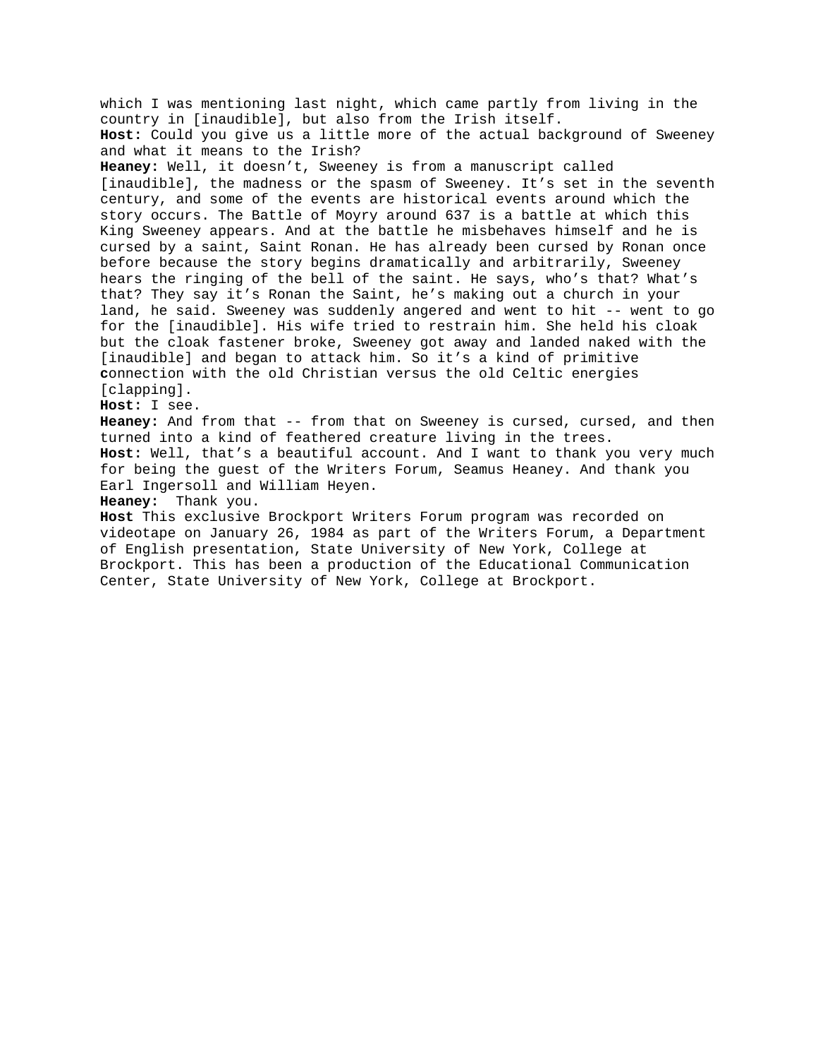which I was mentioning last night, which came partly from living in the country in [inaudible], but also from the Irish itself.

**Host:** Could you give us a little more of the actual background of Sweeney and what it means to the Irish?

**Heaney:** Well, it doesn't, Sweeney is from a manuscript called [inaudible], the madness or the spasm of Sweeney. It's set in the seventh century, and some of the events are historical events around which the story occurs. The Battle of Moyry around 637 is a battle at which this King Sweeney appears. And at the battle he misbehaves himself and he is cursed by a saint, Saint Ronan. He has already been cursed by Ronan once before because the story begins dramatically and arbitrarily, Sweeney hears the ringing of the bell of the saint. He says, who's that? What's that? They say it's Ronan the Saint, he's making out a church in your land, he said. Sweeney was suddenly angered and went to hit -- went to go for the [inaudible]. His wife tried to restrain him. She held his cloak but the cloak fastener broke, Sweeney got away and landed naked with the [inaudible] and began to attack him. So it's a kind of primitive connection with the old Christian versus the old Celtic energies [clapping].

**Host:** I see.

**Heaney:** And from that -- from that on Sweeney is cursed, cursed, and then turned into a kind of feathered creature living in the trees.

**Host:** Well, that's a beautiful account. And I want to thank you very much for being the guest of the Writers Forum, Seamus Heaney. And thank you Earl Ingersoll and William Heyen.

**Heaney:** Thank you.

**Host** This exclusive Brockport Writers Forum program was recorded on videotape on January 26, 1984 as part of the Writers Forum, a Department of English presentation, State University of New York, College at Brockport. This has been a production of the Educational Communication Center, State University of New York, College at Brockport.